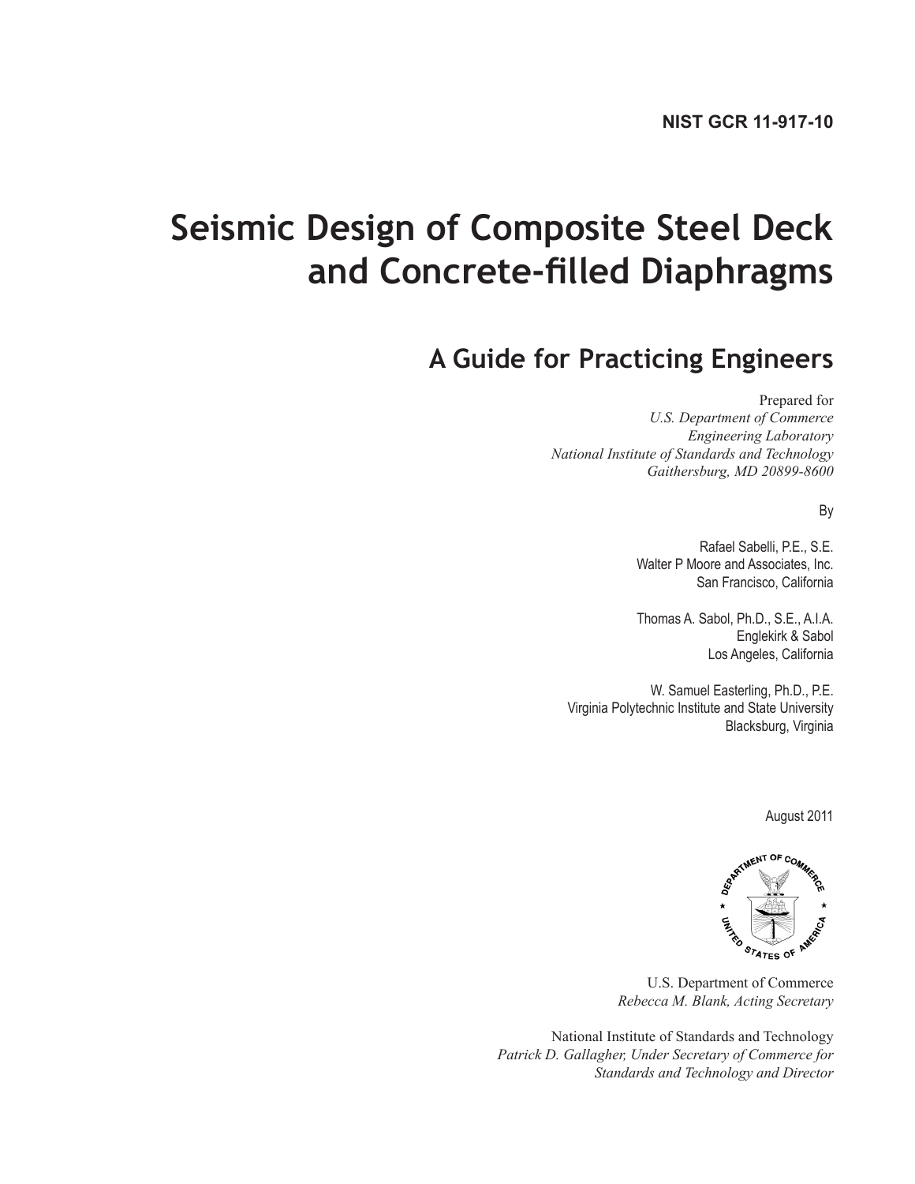**NIST GCR 11-917-10**

# Seismic Design of Composite Steel Deck and Concrete-filled Diaphragms

## A Guide for Practicing Engineers

Prepared for
*U.S. Department of Commerce*
*Engineering Laboratory*
*National Institute of Standards and Technology*
*Gaithersburg, MD 20899-8600*

By

Rafael Sabelli, P.E., S.E.
Walter P Moore and Associates, Inc.
San Francisco, California

Thomas A. Sabol, Ph.D., S.E., A.I.A.
Englekirk & Sabol
Los Angeles, California

W. Samuel Easterling, Ph.D., P.E.
Virginia Polytechnic Institute and State University
Blacksburg, Virginia

August 2011

U.S. Department of Commerce
*Rebecca M. Blank, Acting Secretary*

National Institute of Standards and Technology
*Patrick D. Gallagher, Under Secretary of Commerce for Standards and Technology and Director*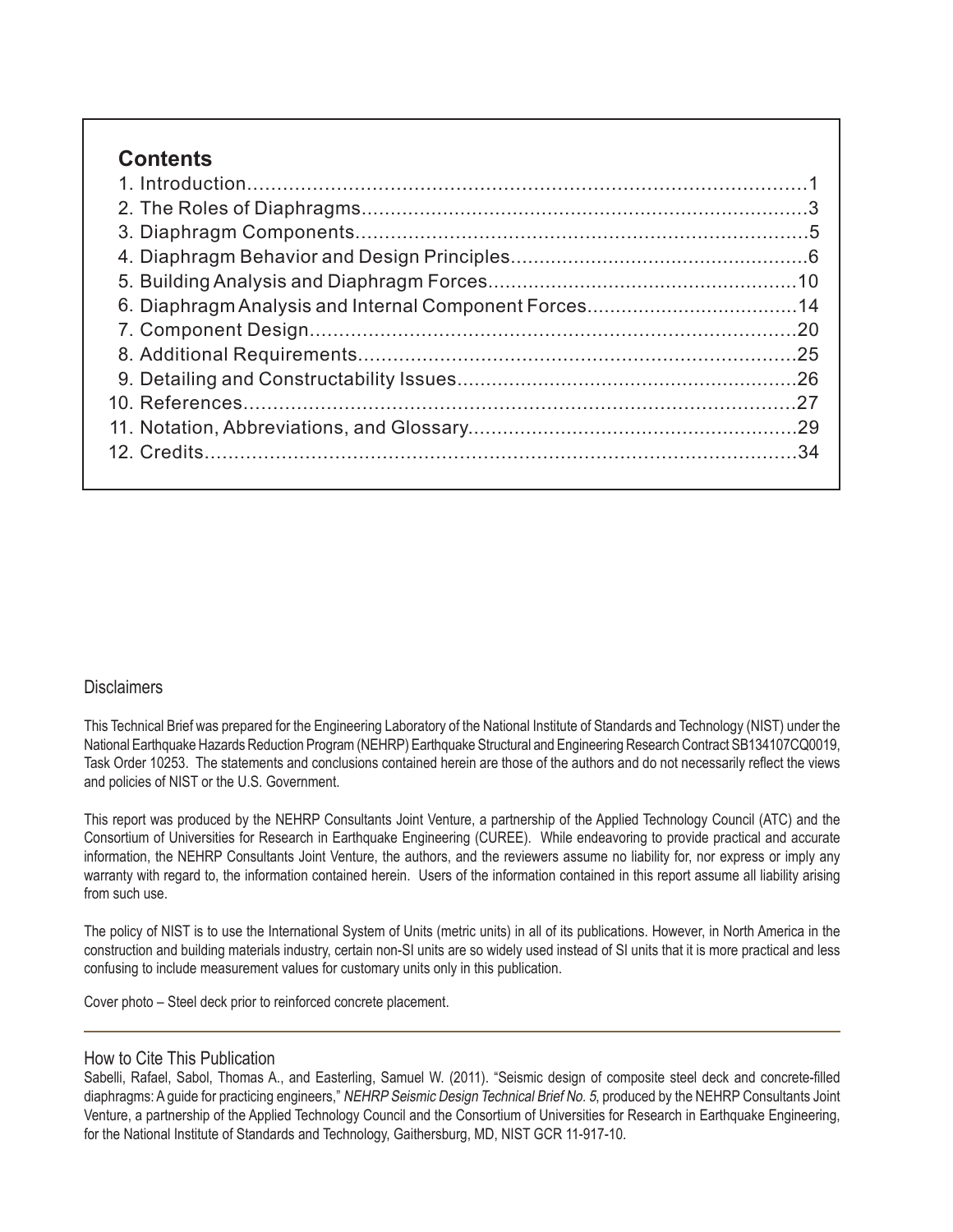## Contents

1. Introduction.....1
2. The Roles of Diaphragms.....3
3. Diaphragm Components.....5
4. Diaphragm Behavior and Design Principles.....6
5. Building Analysis and Diaphragm Forces.....10
6. Diaphragm Analysis and Internal Component Forces.....14
7. Component Design.....20
8. Additional Requirements.....25
9. Detailing and Constructability Issues.....26
10. References.....27
11. Notation, Abbreviations, and Glossary.....29
12. Credits.....34

### Disclaimers

This Technical Brief was prepared for the Engineering Laboratory of the National Institute of Standards and Technology (NIST) under the National Earthquake Hazards Reduction Program (NEHRP) Earthquake Structural and Engineering Research Contract SB134107CQ0019, Task Order 10253. The statements and conclusions contained herein are those of the authors and do not necessarily reflect the views and policies of NIST or the U.S. Government.

This report was produced by the NEHRP Consultants Joint Venture, a partnership of the Applied Technology Council (ATC) and the Consortium of Universities for Research in Earthquake Engineering (CUREE). While endeavoring to provide practical and accurate information, the NEHRP Consultants Joint Venture, the authors, and the reviewers assume no liability for, nor express or imply any warranty with regard to, the information contained herein. Users of the information contained in this report assume all liability arising from such use.

The policy of NIST is to use the International System of Units (metric units) in all of its publications. However, in North America in the construction and building materials industry, certain non-SI units are so widely used instead of SI units that it is more practical and less confusing to include measurement values for customary units only in this publication.

Cover photo – Steel deck prior to reinforced concrete placement.

### How to Cite This Publication

Sabelli, Rafael, Sabol, Thomas A., and Easterling, Samuel W. (2011). "Seismic design of composite steel deck and concrete-filled diaphragms: A guide for practicing engineers," *NEHRP Seismic Design Technical Brief No. 5*, produced by the NEHRP Consultants Joint Venture, a partnership of the Applied Technology Council and the Consortium of Universities for Research in Earthquake Engineering, for the National Institute of Standards and Technology, Gaithersburg, MD, NIST GCR 11-917-10.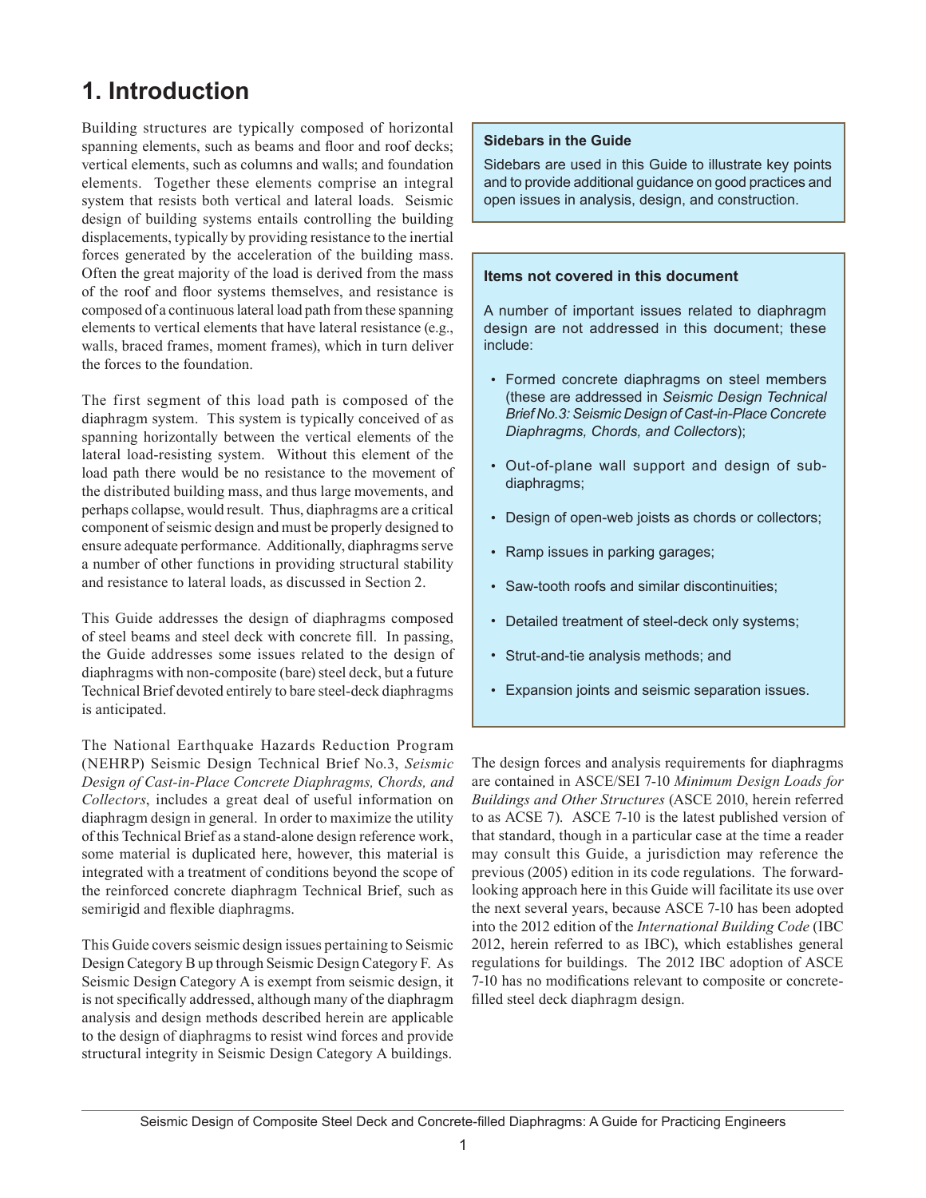# 1. Introduction

Building structures are typically composed of horizontal spanning elements, such as beams and floor and roof decks; vertical elements, such as columns and walls; and foundation elements. Together these elements comprise an integral system that resists both vertical and lateral loads. Seismic design of building systems entails controlling the building displacements, typically by providing resistance to the inertial forces generated by the acceleration of the building mass. Often the great majority of the load is derived from the mass of the roof and floor systems themselves, and resistance is composed of a continuous lateral load path from these spanning elements to vertical elements that have lateral resistance (e.g., walls, braced frames, moment frames), which in turn deliver the forces to the foundation.

The first segment of this load path is composed of the diaphragm system. This system is typically conceived of as spanning horizontally between the vertical elements of the lateral load-resisting system. Without this element of the load path there would be no resistance to the movement of the distributed building mass, and thus large movements, and perhaps collapse, would result. Thus, diaphragms are a critical component of seismic design and must be properly designed to ensure adequate performance. Additionally, diaphragms serve a number of other functions in providing structural stability and resistance to lateral loads, as discussed in Section 2.

This Guide addresses the design of diaphragms composed of steel beams and steel deck with concrete fill. In passing, the Guide addresses some issues related to the design of diaphragms with non-composite (bare) steel deck, but a future Technical Brief devoted entirely to bare steel-deck diaphragms is anticipated.

The National Earthquake Hazards Reduction Program (NEHRP) Seismic Design Technical Brief No.3, *Seismic Design of Cast-in-Place Concrete Diaphragms, Chords, and Collectors*, includes a great deal of useful information on diaphragm design in general. In order to maximize the utility of this Technical Brief as a stand-alone design reference work, some material is duplicated here, however, this material is integrated with a treatment of conditions beyond the scope of the reinforced concrete diaphragm Technical Brief, such as semirigid and flexible diaphragms.

This Guide covers seismic design issues pertaining to Seismic Design Category B up through Seismic Design Category F. As Seismic Design Category A is exempt from seismic design, it is not specifically addressed, although many of the diaphragm analysis and design methods described herein are applicable to the design of diaphragms to resist wind forces and provide structural integrity in Seismic Design Category A buildings.

> **Sidebars in the Guide**
>
> Sidebars are used in this Guide to illustrate key points and to provide additional guidance on good practices and open issues in analysis, design, and construction.

> **Items not covered in this document**
>
> A number of important issues related to diaphragm design are not addressed in this document; these include:
>
> - Formed concrete diaphragms on steel members (these are addressed in *Seismic Design Technical Brief No.3: Seismic Design of Cast-in-Place Concrete Diaphragms, Chords, and Collectors*);
> - Out-of-plane wall support and design of sub-diaphragms;
> - Design of open-web joists as chords or collectors;
> - Ramp issues in parking garages;
> - Saw-tooth roofs and similar discontinuities;
> - Detailed treatment of steel-deck only systems;
> - Strut-and-tie analysis methods; and
> - Expansion joints and seismic separation issues.

The design forces and analysis requirements for diaphragms are contained in ASCE/SEI 7-10 *Minimum Design Loads for Buildings and Other Structures* (ASCE 2010, herein referred to as ACSE 7). ASCE 7-10 is the latest published version of that standard, though in a particular case at the time a reader may consult this Guide, a jurisdiction may reference the previous (2005) edition in its code regulations. The forward-looking approach here in this Guide will facilitate its use over the next several years, because ASCE 7-10 has been adopted into the 2012 edition of the *International Building Code* (IBC 2012, herein referred to as IBC), which establishes general regulations for buildings. The 2012 IBC adoption of ASCE 7-10 has no modifications relevant to composite or concrete-filled steel deck diaphragm design.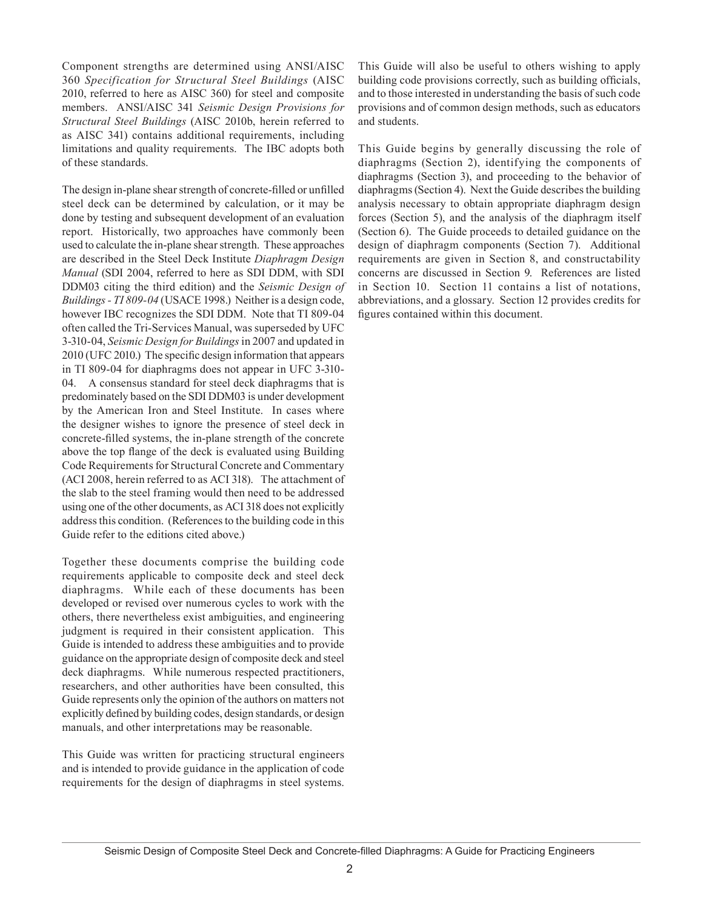Component strengths are determined using ANSI/AISC 360 *Specification for Structural Steel Buildings* (AISC 2010, referred to here as AISC 360) for steel and composite members. ANSI/AISC 341 *Seismic Design Provisions for Structural Steel Buildings* (AISC 2010b, herein referred to as AISC 341) contains additional requirements, including limitations and quality requirements. The IBC adopts both of these standards.

The design in-plane shear strength of concrete-filled or unfilled steel deck can be determined by calculation, or it may be done by testing and subsequent development of an evaluation report. Historically, two approaches have commonly been used to calculate the in-plane shear strength. These approaches are described in the Steel Deck Institute *Diaphragm Design Manual* (SDI 2004, referred to here as SDI DDM, with SDI DDM03 citing the third edition) and the *Seismic Design of Buildings - TI 809-04* (USACE 1998.) Neither is a design code, however IBC recognizes the SDI DDM. Note that TI 809-04 often called the Tri-Services Manual, was superseded by UFC 3-310-04, *Seismic Design for Buildings* in 2007 and updated in 2010 (UFC 2010.) The specific design information that appears in TI 809-04 for diaphragms does not appear in UFC 3-310-04. A consensus standard for steel deck diaphragms that is predominately based on the SDI DDM03 is under development by the American Iron and Steel Institute. In cases where the designer wishes to ignore the presence of steel deck in concrete-filled systems, the in-plane strength of the concrete above the top flange of the deck is evaluated using Building Code Requirements for Structural Concrete and Commentary (ACI 2008, herein referred to as ACI 318). The attachment of the slab to the steel framing would then need to be addressed using one of the other documents, as ACI 318 does not explicitly address this condition. (References to the building code in this Guide refer to the editions cited above.)

Together these documents comprise the building code requirements applicable to composite deck and steel deck diaphragms. While each of these documents has been developed or revised over numerous cycles to work with the others, there nevertheless exist ambiguities, and engineering judgment is required in their consistent application. This Guide is intended to address these ambiguities and to provide guidance on the appropriate design of composite deck and steel deck diaphragms. While numerous respected practitioners, researchers, and other authorities have been consulted, this Guide represents only the opinion of the authors on matters not explicitly defined by building codes, design standards, or design manuals, and other interpretations may be reasonable.

This Guide was written for practicing structural engineers and is intended to provide guidance in the application of code requirements for the design of diaphragms in steel systems. This Guide will also be useful to others wishing to apply building code provisions correctly, such as building officials, and to those interested in understanding the basis of such code provisions and of common design methods, such as educators and students.

This Guide begins by generally discussing the role of diaphragms (Section 2), identifying the components of diaphragms (Section 3), and proceeding to the behavior of diaphragms (Section 4). Next the Guide describes the building analysis necessary to obtain appropriate diaphragm design forces (Section 5), and the analysis of the diaphragm itself (Section 6). The Guide proceeds to detailed guidance on the design of diaphragm components (Section 7). Additional requirements are given in Section 8, and constructability concerns are discussed in Section 9. References are listed in Section 10. Section 11 contains a list of notations, abbreviations, and a glossary. Section 12 provides credits for figures contained within this document.